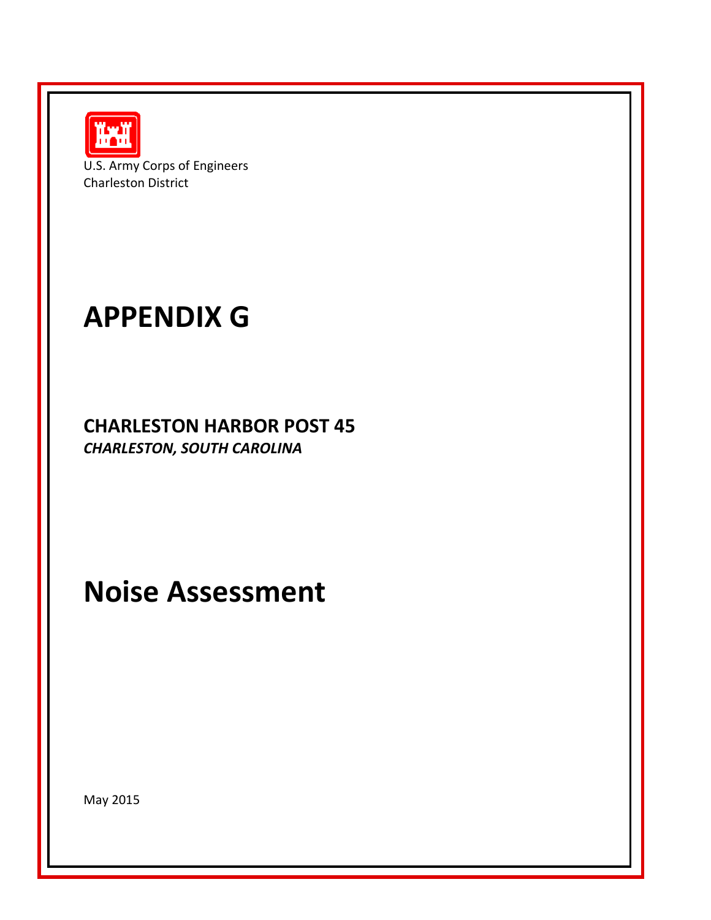U.S. Army Corps of Engineers
Charleston District

# APPENDIX G

## CHARLESTON HARBOR POST 45
***CHARLESTON, SOUTH CAROLINA***

# Noise Assessment

May 2015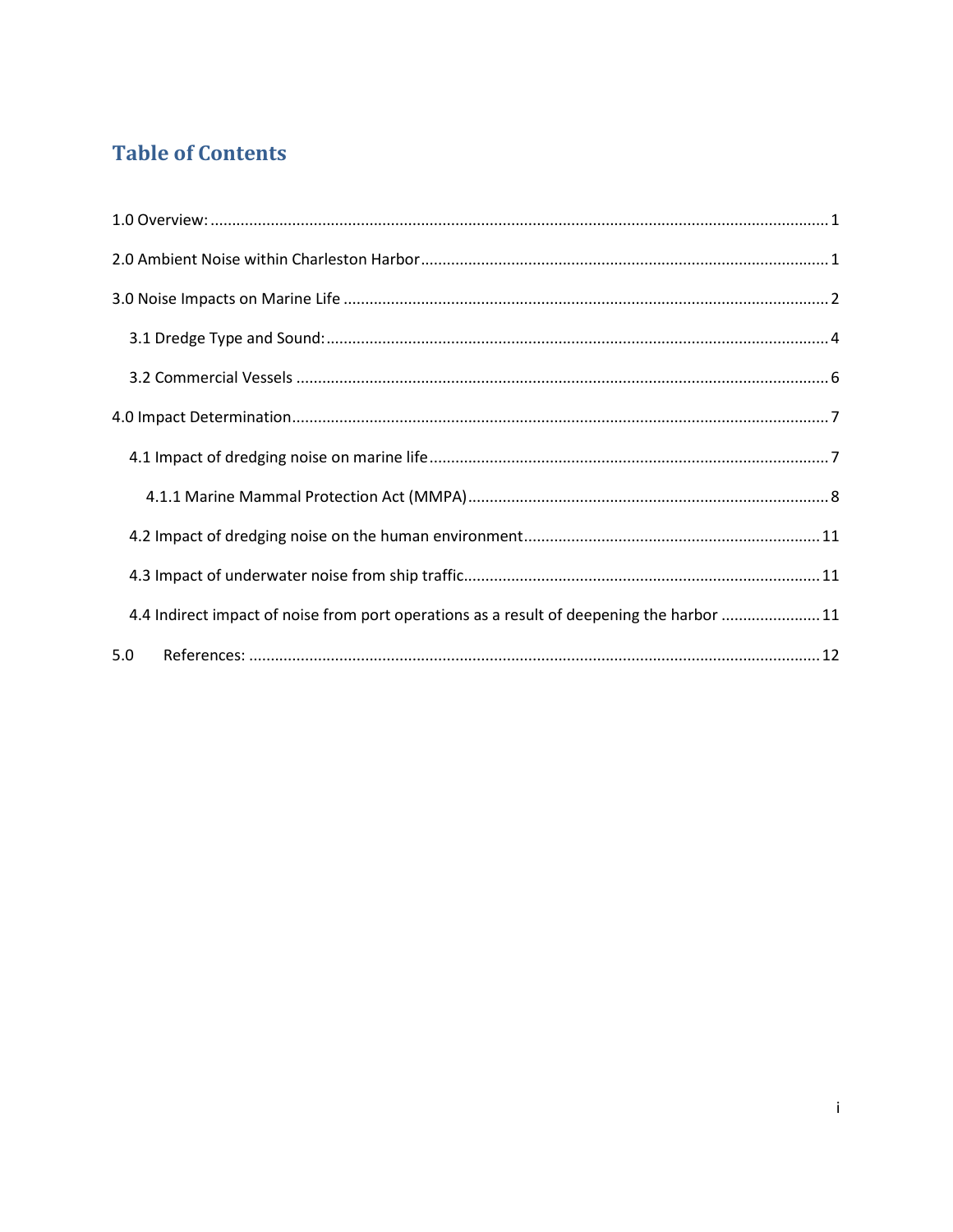# Table of Contents

1.0 Overview: ..... 1

2.0 Ambient Noise within Charleston Harbor ..... 1

3.0 Noise Impacts on Marine Life ..... 2

- 3.1 Dredge Type and Sound: ..... 4
- 3.2 Commercial Vessels ..... 6

4.0 Impact Determination ..... 7

- 4.1 Impact of dredging noise on marine life ..... 7
  - 4.1.1 Marine Mammal Protection Act (MMPA) ..... 8
- 4.2 Impact of dredging noise on the human environment ..... 11
- 4.3 Impact of underwater noise from ship traffic ..... 11
- 4.4 Indirect impact of noise from port operations as a result of deepening the harbor ..... 11

5.0 References: ..... 12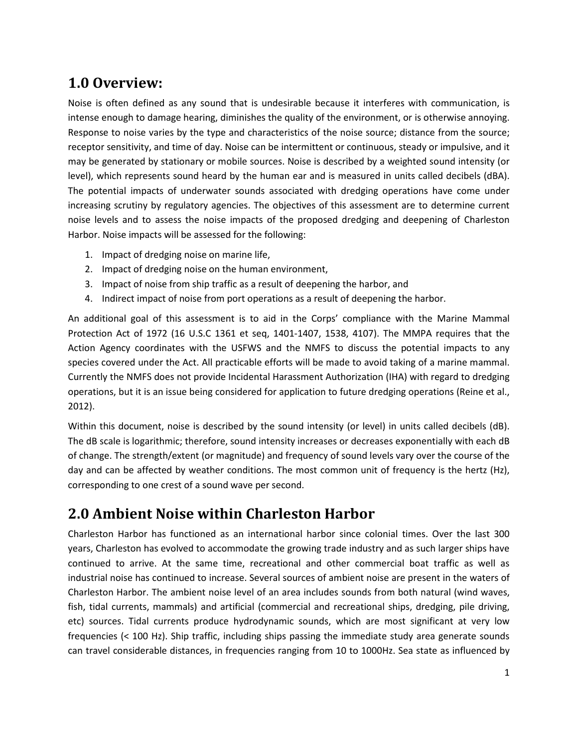## 1.0 Overview:

Noise is often defined as any sound that is undesirable because it interferes with communication, is intense enough to damage hearing, diminishes the quality of the environment, or is otherwise annoying. Response to noise varies by the type and characteristics of the noise source; distance from the source; receptor sensitivity, and time of day. Noise can be intermittent or continuous, steady or impulsive, and it may be generated by stationary or mobile sources. Noise is described by a weighted sound intensity (or level), which represents sound heard by the human ear and is measured in units called decibels (dBA). The potential impacts of underwater sounds associated with dredging operations have come under increasing scrutiny by regulatory agencies. The objectives of this assessment are to determine current noise levels and to assess the noise impacts of the proposed dredging and deepening of Charleston Harbor. Noise impacts will be assessed for the following:

1. Impact of dredging noise on marine life,
2. Impact of dredging noise on the human environment,
3. Impact of noise from ship traffic as a result of deepening the harbor, and
4. Indirect impact of noise from port operations as a result of deepening the harbor.

An additional goal of this assessment is to aid in the Corps' compliance with the Marine Mammal Protection Act of 1972 (16 U.S.C 1361 et seq, 1401-1407, 1538, 4107). The MMPA requires that the Action Agency coordinates with the USFWS and the NMFS to discuss the potential impacts to any species covered under the Act. All practicable efforts will be made to avoid taking of a marine mammal. Currently the NMFS does not provide Incidental Harassment Authorization (IHA) with regard to dredging operations, but it is an issue being considered for application to future dredging operations (Reine et al., 2012).

Within this document, noise is described by the sound intensity (or level) in units called decibels (dB). The dB scale is logarithmic; therefore, sound intensity increases or decreases exponentially with each dB of change. The strength/extent (or magnitude) and frequency of sound levels vary over the course of the day and can be affected by weather conditions. The most common unit of frequency is the hertz (Hz), corresponding to one crest of a sound wave per second.

## 2.0 Ambient Noise within Charleston Harbor

Charleston Harbor has functioned as an international harbor since colonial times. Over the last 300 years, Charleston has evolved to accommodate the growing trade industry and as such larger ships have continued to arrive. At the same time, recreational and other commercial boat traffic as well as industrial noise has continued to increase. Several sources of ambient noise are present in the waters of Charleston Harbor. The ambient noise level of an area includes sounds from both natural (wind waves, fish, tidal currents, mammals) and artificial (commercial and recreational ships, dredging, pile driving, etc) sources. Tidal currents produce hydrodynamic sounds, which are most significant at very low frequencies (< 100 Hz). Ship traffic, including ships passing the immediate study area generate sounds can travel considerable distances, in frequencies ranging from 10 to 1000Hz. Sea state as influenced by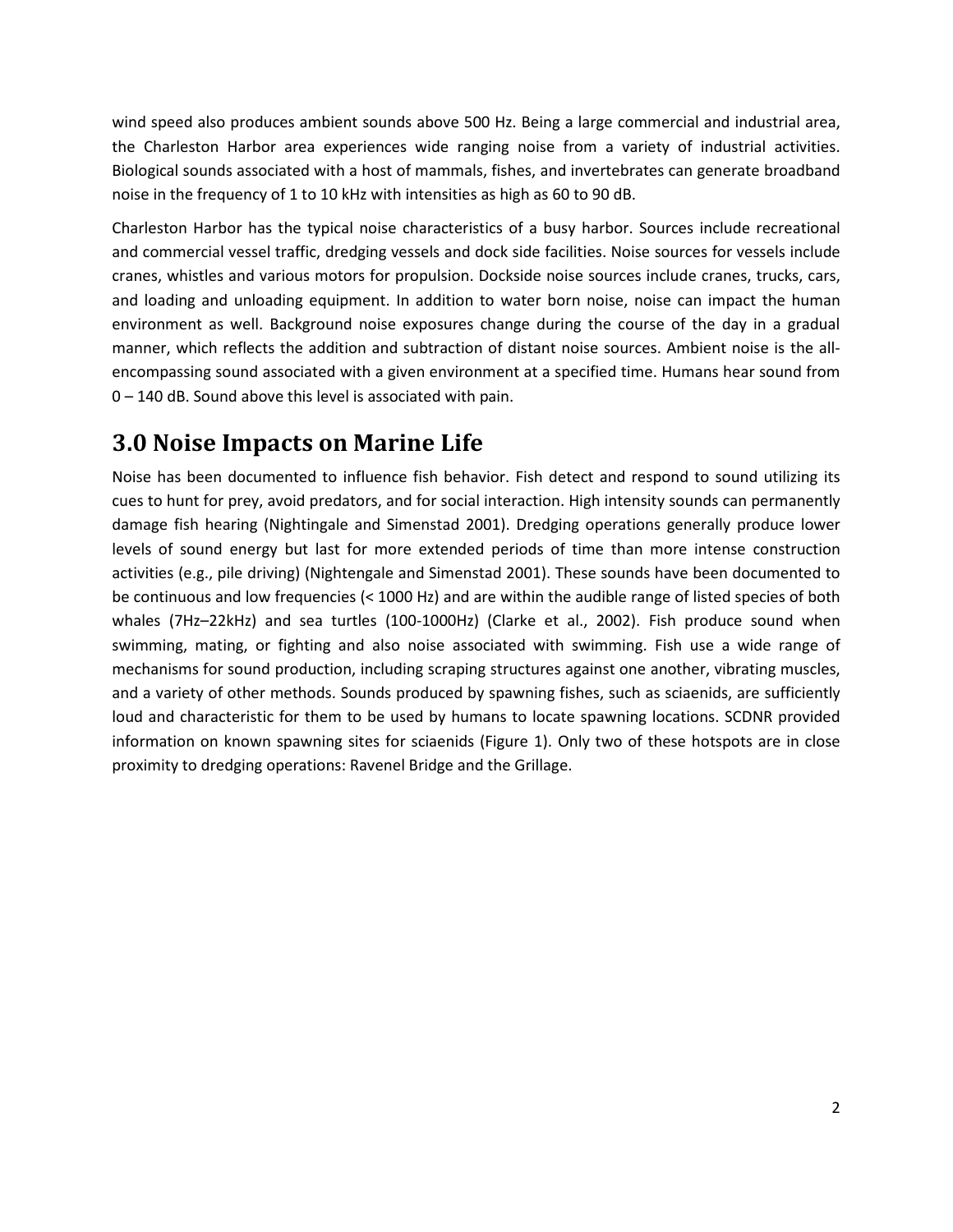wind speed also produces ambient sounds above 500 Hz. Being a large commercial and industrial area, the Charleston Harbor area experiences wide ranging noise from a variety of industrial activities. Biological sounds associated with a host of mammals, fishes, and invertebrates can generate broadband noise in the frequency of 1 to 10 kHz with intensities as high as 60 to 90 dB.

Charleston Harbor has the typical noise characteristics of a busy harbor. Sources include recreational and commercial vessel traffic, dredging vessels and dock side facilities. Noise sources for vessels include cranes, whistles and various motors for propulsion. Dockside noise sources include cranes, trucks, cars, and loading and unloading equipment. In addition to water born noise, noise can impact the human environment as well. Background noise exposures change during the course of the day in a gradual manner, which reflects the addition and subtraction of distant noise sources. Ambient noise is the all-encompassing sound associated with a given environment at a specified time. Humans hear sound from 0 – 140 dB. Sound above this level is associated with pain.

# 3.0 Noise Impacts on Marine Life

Noise has been documented to influence fish behavior. Fish detect and respond to sound utilizing its cues to hunt for prey, avoid predators, and for social interaction. High intensity sounds can permanently damage fish hearing (Nightingale and Simenstad 2001). Dredging operations generally produce lower levels of sound energy but last for more extended periods of time than more intense construction activities (e.g., pile driving) (Nightengale and Simenstad 2001). These sounds have been documented to be continuous and low frequencies (< 1000 Hz) and are within the audible range of listed species of both whales (7Hz–22kHz) and sea turtles (100-1000Hz) (Clarke et al., 2002). Fish produce sound when swimming, mating, or fighting and also noise associated with swimming. Fish use a wide range of mechanisms for sound production, including scraping structures against one another, vibrating muscles, and a variety of other methods. Sounds produced by spawning fishes, such as sciaenids, are sufficiently loud and characteristic for them to be used by humans to locate spawning locations. SCDNR provided information on known spawning sites for sciaenids (Figure 1). Only two of these hotspots are in close proximity to dredging operations: Ravenel Bridge and the Grillage.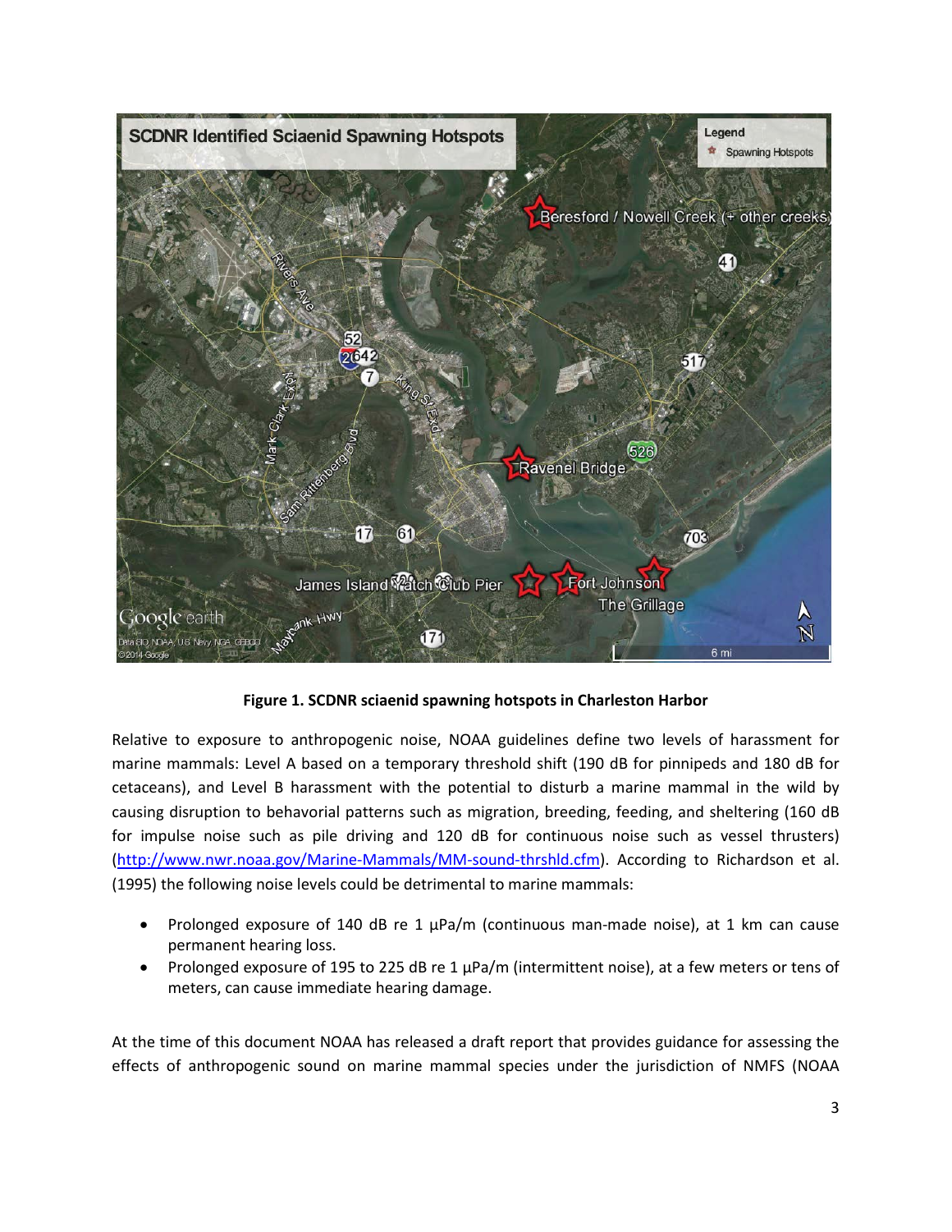**Figure 1. SCDNR sciaenid spawning hotspots in Charleston Harbor**

Relative to exposure to anthropogenic noise, NOAA guidelines define two levels of harassment for marine mammals: Level A based on a temporary threshold shift (190 dB for pinnipeds and 180 dB for cetaceans), and Level B harassment with the potential to disturb a marine mammal in the wild by causing disruption to behavioral patterns such as migration, breeding, feeding, and sheltering (160 dB for impulse noise such as pile driving and 120 dB for continuous noise such as vessel thrusters) (http://www.nwr.noaa.gov/Marine-Mammals/MM-sound-thrshld.cfm). According to Richardson et al. (1995) the following noise levels could be detrimental to marine mammals:

- Prolonged exposure of 140 dB re 1 μPa/m (continuous man-made noise), at 1 km can cause permanent hearing loss.
- Prolonged exposure of 195 to 225 dB re 1 μPa/m (intermittent noise), at a few meters or tens of meters, can cause immediate hearing damage.

At the time of this document NOAA has released a draft report that provides guidance for assessing the effects of anthropogenic sound on marine mammal species under the jurisdiction of NMFS (NOAA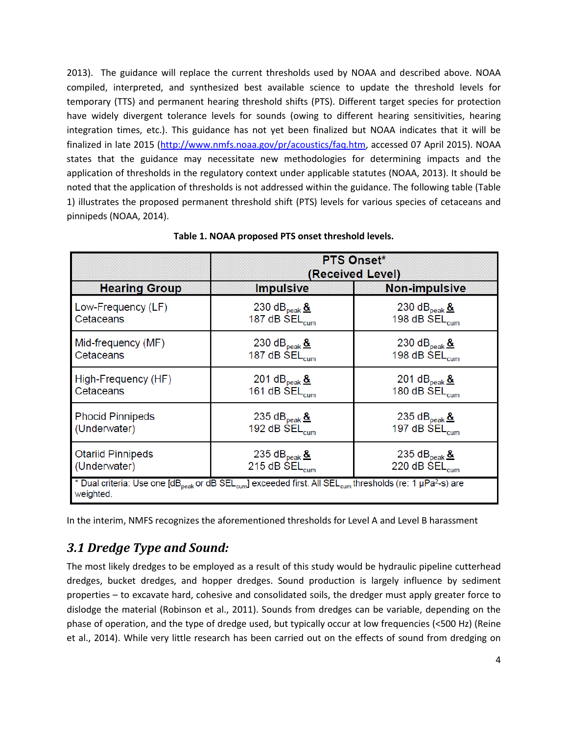2013). The guidance will replace the current thresholds used by NOAA and described above. NOAA compiled, interpreted, and synthesized best available science to update the threshold levels for temporary (TTS) and permanent hearing threshold shifts (PTS). Different target species for protection have widely divergent tolerance levels for sounds (owing to different hearing sensitivities, hearing integration times, etc.). This guidance has not yet been finalized but NOAA indicates that it will be finalized in late 2015 (http://www.nmfs.noaa.gov/pr/acoustics/faq.htm, accessed 07 April 2015). NOAA states that the guidance may necessitate new methodologies for determining impacts and the application of thresholds in the regulatory context under applicable statutes (NOAA, 2013). It should be noted that the application of thresholds is not addressed within the guidance. The following table (Table 1) illustrates the proposed permanent threshold shift (PTS) levels for various species of cetaceans and pinnipeds (NOAA, 2014).

**Table 1. NOAA proposed PTS onset threshold levels.**

| | PTS Onset* (Received Level) | |
|---|---|---|
| **Hearing Group** | **Impulsive** | **Non-impulsive** |
| Low-Frequency (LF) Cetaceans | 230 $dB_{peak}$ **&** 187 dB $SEL_{cum}$ | 230 $dB_{peak}$ **&** 198 dB $SEL_{cum}$ |
| Mid-frequency (MF) Cetaceans | 230 $dB_{peak}$ **&** 187 dB $SEL_{cum}$ | 230 $dB_{peak}$ **&** 198 dB $SEL_{cum}$ |
| High-Frequency (HF) Cetaceans | 201 $dB_{peak}$ **&** 161 dB $SEL_{cum}$ | 201 $dB_{peak}$ **&** 180 dB $SEL_{cum}$ |
| Phocid Pinnipeds (Underwater) | 235 $dB_{peak}$ **&** 192 dB $SEL_{cum}$ | 235 $dB_{peak}$ **&** 197 dB $SEL_{cum}$ |
| Otariid Pinnipeds (Underwater) | 235 $dB_{peak}$ **&** 215 dB $SEL_{cum}$ | 235 $dB_{peak}$ **&** 220 dB $SEL_{cum}$ |

\* Dual criteria: Use one [$dB_{peak}$ or dB $SEL_{cum}$] exceeded first. All $SEL_{cum}$ thresholds (re: 1 μ$Pa^2$-s) are weighted.

In the interim, NMFS recognizes the aforementioned thresholds for Level A and Level B harassment

## *3.1 Dredge Type and Sound:*

The most likely dredges to be employed as a result of this study would be hydraulic pipeline cutterhead dredges, bucket dredges, and hopper dredges. Sound production is largely influence by sediment properties – to excavate hard, cohesive and consolidated soils, the dredger must apply greater force to dislodge the material (Robinson et al., 2011). Sounds from dredges can be variable, depending on the phase of operation, and the type of dredge used, but typically occur at low frequencies (<500 Hz) (Reine et al., 2014). While very little research has been carried out on the effects of sound from dredging on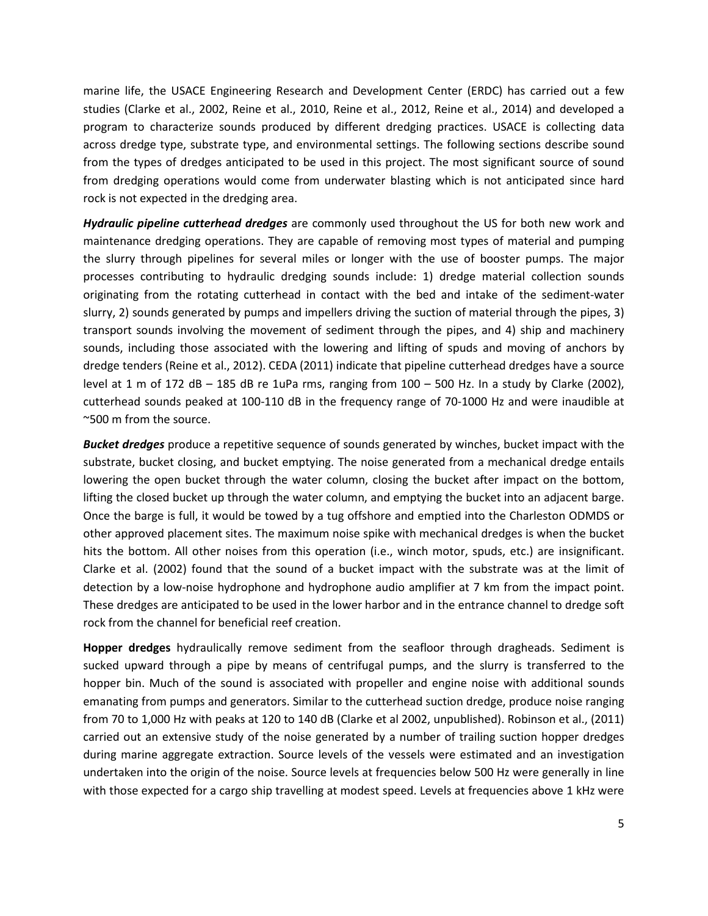marine life, the USACE Engineering Research and Development Center (ERDC) has carried out a few studies (Clarke et al., 2002, Reine et al., 2010, Reine et al., 2012, Reine et al., 2014) and developed a program to characterize sounds produced by different dredging practices. USACE is collecting data across dredge type, substrate type, and environmental settings. The following sections describe sound from the types of dredges anticipated to be used in this project. The most significant source of sound from dredging operations would come from underwater blasting which is not anticipated since hard rock is not expected in the dredging area.

***Hydraulic pipeline cutterhead dredges*** are commonly used throughout the US for both new work and maintenance dredging operations. They are capable of removing most types of material and pumping the slurry through pipelines for several miles or longer with the use of booster pumps. The major processes contributing to hydraulic dredging sounds include: 1) dredge material collection sounds originating from the rotating cutterhead in contact with the bed and intake of the sediment-water slurry, 2) sounds generated by pumps and impellers driving the suction of material through the pipes, 3) transport sounds involving the movement of sediment through the pipes, and 4) ship and machinery sounds, including those associated with the lowering and lifting of spuds and moving of anchors by dredge tenders (Reine et al., 2012). CEDA (2011) indicate that pipeline cutterhead dredges have a source level at 1 m of 172 dB – 185 dB re 1uPa rms, ranging from 100 – 500 Hz. In a study by Clarke (2002), cutterhead sounds peaked at 100-110 dB in the frequency range of 70-1000 Hz and were inaudible at ~500 m from the source.

***Bucket dredges*** produce a repetitive sequence of sounds generated by winches, bucket impact with the substrate, bucket closing, and bucket emptying. The noise generated from a mechanical dredge entails lowering the open bucket through the water column, closing the bucket after impact on the bottom, lifting the closed bucket up through the water column, and emptying the bucket into an adjacent barge. Once the barge is full, it would be towed by a tug offshore and emptied into the Charleston ODMDS or other approved placement sites. The maximum noise spike with mechanical dredges is when the bucket hits the bottom. All other noises from this operation (i.e., winch motor, spuds, etc.) are insignificant. Clarke et al. (2002) found that the sound of a bucket impact with the substrate was at the limit of detection by a low-noise hydrophone and hydrophone audio amplifier at 7 km from the impact point. These dredges are anticipated to be used in the lower harbor and in the entrance channel to dredge soft rock from the channel for beneficial reef creation.

**Hopper dredges** hydraulically remove sediment from the seafloor through dragheads. Sediment is sucked upward through a pipe by means of centrifugal pumps, and the slurry is transferred to the hopper bin. Much of the sound is associated with propeller and engine noise with additional sounds emanating from pumps and generators. Similar to the cutterhead suction dredge, produce noise ranging from 70 to 1,000 Hz with peaks at 120 to 140 dB (Clarke et al 2002, unpublished). Robinson et al., (2011) carried out an extensive study of the noise generated by a number of trailing suction hopper dredges during marine aggregate extraction. Source levels of the vessels were estimated and an investigation undertaken into the origin of the noise. Source levels at frequencies below 500 Hz were generally in line with those expected for a cargo ship travelling at modest speed. Levels at frequencies above 1 kHz were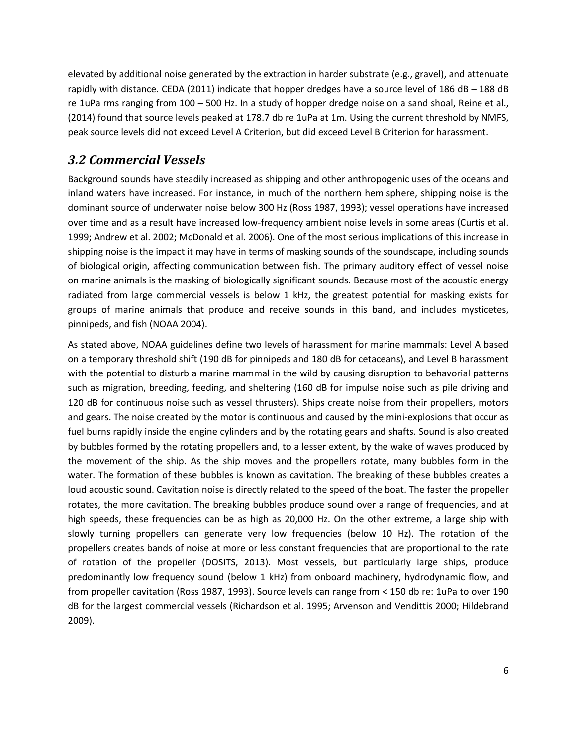elevated by additional noise generated by the extraction in harder substrate (e.g., gravel), and attenuate rapidly with distance. CEDA (2011) indicate that hopper dredges have a source level of 186 dB – 188 dB re 1uPa rms ranging from 100 – 500 Hz. In a study of hopper dredge noise on a sand shoal, Reine et al., (2014) found that source levels peaked at 178.7 db re 1uPa at 1m. Using the current threshold by NMFS, peak source levels did not exceed Level A Criterion, but did exceed Level B Criterion for harassment.

## *3.2 Commercial Vessels*

Background sounds have steadily increased as shipping and other anthropogenic uses of the oceans and inland waters have increased. For instance, in much of the northern hemisphere, shipping noise is the dominant source of underwater noise below 300 Hz (Ross 1987, 1993); vessel operations have increased over time and as a result have increased low-frequency ambient noise levels in some areas (Curtis et al. 1999; Andrew et al. 2002; McDonald et al. 2006). One of the most serious implications of this increase in shipping noise is the impact it may have in terms of masking sounds of the soundscape, including sounds of biological origin, affecting communication between fish. The primary auditory effect of vessel noise on marine animals is the masking of biologically significant sounds. Because most of the acoustic energy radiated from large commercial vessels is below 1 kHz, the greatest potential for masking exists for groups of marine animals that produce and receive sounds in this band, and includes mysticetes, pinnipeds, and fish (NOAA 2004).

As stated above, NOAA guidelines define two levels of harassment for marine mammals: Level A based on a temporary threshold shift (190 dB for pinnipeds and 180 dB for cetaceans), and Level B harassment with the potential to disturb a marine mammal in the wild by causing disruption to behavorial patterns such as migration, breeding, feeding, and sheltering (160 dB for impulse noise such as pile driving and 120 dB for continuous noise such as vessel thrusters). Ships create noise from their propellers, motors and gears. The noise created by the motor is continuous and caused by the mini-explosions that occur as fuel burns rapidly inside the engine cylinders and by the rotating gears and shafts. Sound is also created by bubbles formed by the rotating propellers and, to a lesser extent, by the wake of waves produced by the movement of the ship. As the ship moves and the propellers rotate, many bubbles form in the water. The formation of these bubbles is known as cavitation. The breaking of these bubbles creates a loud acoustic sound. Cavitation noise is directly related to the speed of the boat. The faster the propeller rotates, the more cavitation. The breaking bubbles produce sound over a range of frequencies, and at high speeds, these frequencies can be as high as 20,000 Hz. On the other extreme, a large ship with slowly turning propellers can generate very low frequencies (below 10 Hz). The rotation of the propellers creates bands of noise at more or less constant frequencies that are proportional to the rate of rotation of the propeller (DOSITS, 2013). Most vessels, but particularly large ships, produce predominantly low frequency sound (below 1 kHz) from onboard machinery, hydrodynamic flow, and from propeller cavitation (Ross 1987, 1993). Source levels can range from < 150 db re: 1uPa to over 190 dB for the largest commercial vessels (Richardson et al. 1995; Arvenson and Vendittis 2000; Hildebrand 2009).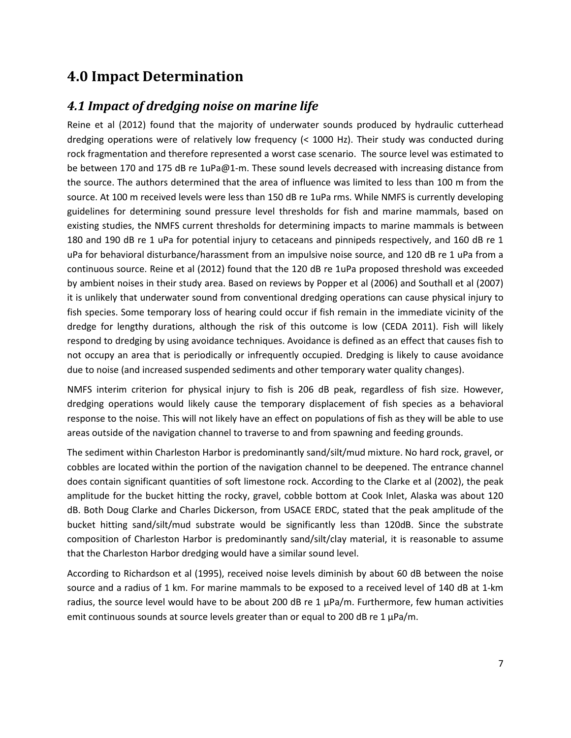# 4.0 Impact Determination

## *4.1 Impact of dredging noise on marine life*

Reine et al (2012) found that the majority of underwater sounds produced by hydraulic cutterhead dredging operations were of relatively low frequency (< 1000 Hz). Their study was conducted during rock fragmentation and therefore represented a worst case scenario. The source level was estimated to be between 170 and 175 dB re 1uPa@1-m. These sound levels decreased with increasing distance from the source. The authors determined that the area of influence was limited to less than 100 m from the source. At 100 m received levels were less than 150 dB re 1uPa rms. While NMFS is currently developing guidelines for determining sound pressure level thresholds for fish and marine mammals, based on existing studies, the NMFS current thresholds for determining impacts to marine mammals is between 180 and 190 dB re 1 uPa for potential injury to cetaceans and pinnipeds respectively, and 160 dB re 1 uPa for behavioral disturbance/harassment from an impulsive noise source, and 120 dB re 1 uPa from a continuous source. Reine et al (2012) found that the 120 dB re 1uPa proposed threshold was exceeded by ambient noises in their study area. Based on reviews by Popper et al (2006) and Southall et al (2007) it is unlikely that underwater sound from conventional dredging operations can cause physical injury to fish species. Some temporary loss of hearing could occur if fish remain in the immediate vicinity of the dredge for lengthy durations, although the risk of this outcome is low (CEDA 2011). Fish will likely respond to dredging by using avoidance techniques. Avoidance is defined as an effect that causes fish to not occupy an area that is periodically or infrequently occupied. Dredging is likely to cause avoidance due to noise (and increased suspended sediments and other temporary water quality changes).

NMFS interim criterion for physical injury to fish is 206 dB peak, regardless of fish size. However, dredging operations would likely cause the temporary displacement of fish species as a behavioral response to the noise. This will not likely have an effect on populations of fish as they will be able to use areas outside of the navigation channel to traverse to and from spawning and feeding grounds.

The sediment within Charleston Harbor is predominantly sand/silt/mud mixture. No hard rock, gravel, or cobbles are located within the portion of the navigation channel to be deepened. The entrance channel does contain significant quantities of soft limestone rock. According to the Clarke et al (2002), the peak amplitude for the bucket hitting the rocky, gravel, cobble bottom at Cook Inlet, Alaska was about 120 dB. Both Doug Clarke and Charles Dickerson, from USACE ERDC, stated that the peak amplitude of the bucket hitting sand/silt/mud substrate would be significantly less than 120dB. Since the substrate composition of Charleston Harbor is predominantly sand/silt/clay material, it is reasonable to assume that the Charleston Harbor dredging would have a similar sound level.

According to Richardson et al (1995), received noise levels diminish by about 60 dB between the noise source and a radius of 1 km. For marine mammals to be exposed to a received level of 140 dB at 1-km radius, the source level would have to be about 200 dB re 1 μPa/m. Furthermore, few human activities emit continuous sounds at source levels greater than or equal to 200 dB re 1 μPa/m.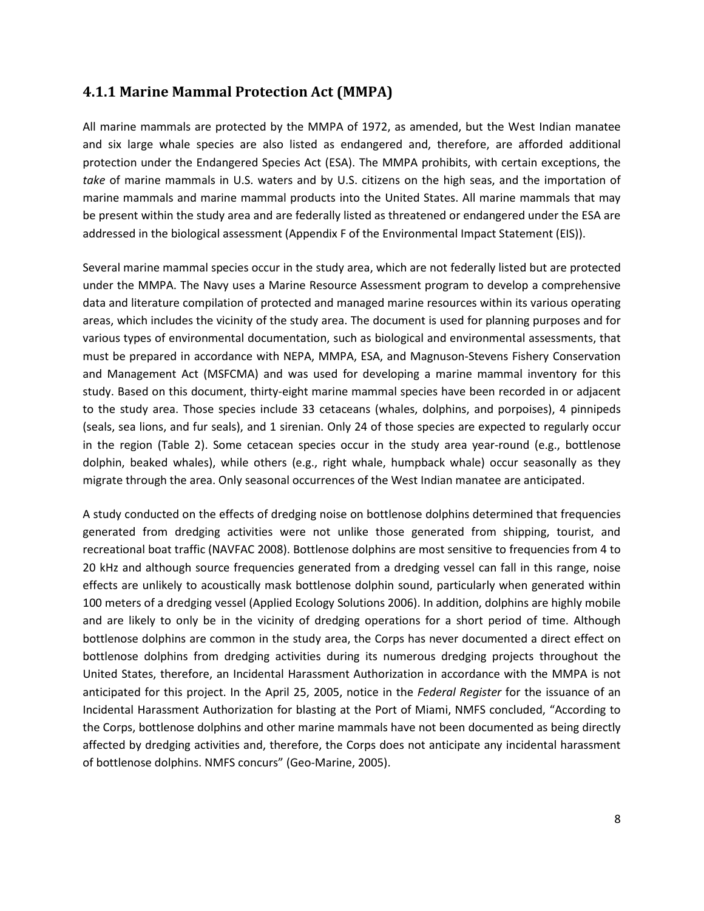### 4.1.1 Marine Mammal Protection Act (MMPA)

All marine mammals are protected by the MMPA of 1972, as amended, but the West Indian manatee and six large whale species are also listed as endangered and, therefore, are afforded additional protection under the Endangered Species Act (ESA). The MMPA prohibits, with certain exceptions, the *take* of marine mammals in U.S. waters and by U.S. citizens on the high seas, and the importation of marine mammals and marine mammal products into the United States. All marine mammals that may be present within the study area and are federally listed as threatened or endangered under the ESA are addressed in the biological assessment (Appendix F of the Environmental Impact Statement (EIS)).

Several marine mammal species occur in the study area, which are not federally listed but are protected under the MMPA. The Navy uses a Marine Resource Assessment program to develop a comprehensive data and literature compilation of protected and managed marine resources within its various operating areas, which includes the vicinity of the study area. The document is used for planning purposes and for various types of environmental documentation, such as biological and environmental assessments, that must be prepared in accordance with NEPA, MMPA, ESA, and Magnuson-Stevens Fishery Conservation and Management Act (MSFCMA) and was used for developing a marine mammal inventory for this study. Based on this document, thirty-eight marine mammal species have been recorded in or adjacent to the study area. Those species include 33 cetaceans (whales, dolphins, and porpoises), 4 pinnipeds (seals, sea lions, and fur seals), and 1 sirenian. Only 24 of those species are expected to regularly occur in the region (Table 2). Some cetacean species occur in the study area year-round (e.g., bottlenose dolphin, beaked whales), while others (e.g., right whale, humpback whale) occur seasonally as they migrate through the area. Only seasonal occurrences of the West Indian manatee are anticipated.

A study conducted on the effects of dredging noise on bottlenose dolphins determined that frequencies generated from dredging activities were not unlike those generated from shipping, tourist, and recreational boat traffic (NAVFAC 2008). Bottlenose dolphins are most sensitive to frequencies from 4 to 20 kHz and although source frequencies generated from a dredging vessel can fall in this range, noise effects are unlikely to acoustically mask bottlenose dolphin sound, particularly when generated within 100 meters of a dredging vessel (Applied Ecology Solutions 2006). In addition, dolphins are highly mobile and are likely to only be in the vicinity of dredging operations for a short period of time. Although bottlenose dolphins are common in the study area, the Corps has never documented a direct effect on bottlenose dolphins from dredging activities during its numerous dredging projects throughout the United States, therefore, an Incidental Harassment Authorization in accordance with the MMPA is not anticipated for this project. In the April 25, 2005, notice in the *Federal Register* for the issuance of an Incidental Harassment Authorization for blasting at the Port of Miami, NMFS concluded, "According to the Corps, bottlenose dolphins and other marine mammals have not been documented as being directly affected by dredging activities and, therefore, the Corps does not anticipate any incidental harassment of bottlenose dolphins. NMFS concurs" (Geo-Marine, 2005).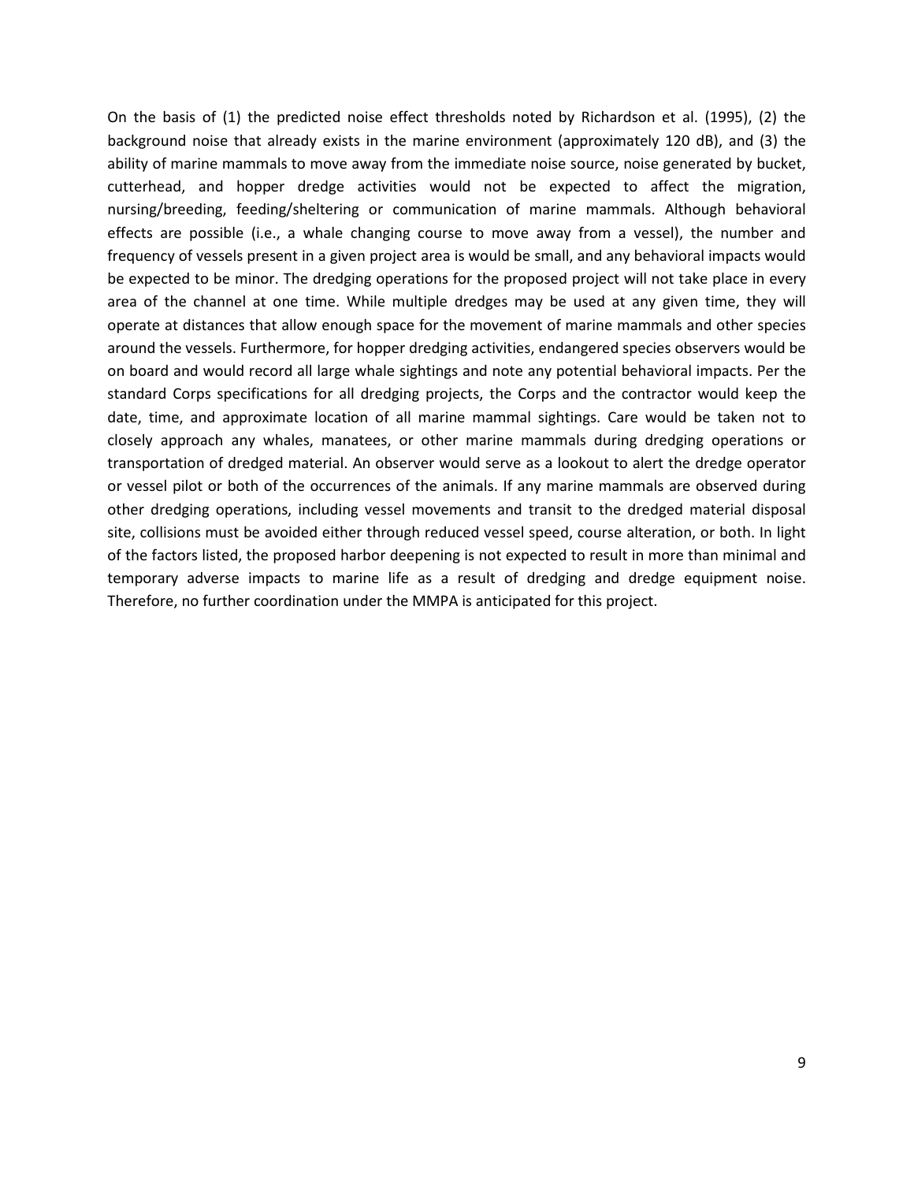On the basis of (1) the predicted noise effect thresholds noted by Richardson et al. (1995), (2) the background noise that already exists in the marine environment (approximately 120 dB), and (3) the ability of marine mammals to move away from the immediate noise source, noise generated by bucket, cutterhead, and hopper dredge activities would not be expected to affect the migration, nursing/breeding, feeding/sheltering or communication of marine mammals. Although behavioral effects are possible (i.e., a whale changing course to move away from a vessel), the number and frequency of vessels present in a given project area is would be small, and any behavioral impacts would be expected to be minor. The dredging operations for the proposed project will not take place in every area of the channel at one time. While multiple dredges may be used at any given time, they will operate at distances that allow enough space for the movement of marine mammals and other species around the vessels. Furthermore, for hopper dredging activities, endangered species observers would be on board and would record all large whale sightings and note any potential behavioral impacts. Per the standard Corps specifications for all dredging projects, the Corps and the contractor would keep the date, time, and approximate location of all marine mammal sightings. Care would be taken not to closely approach any whales, manatees, or other marine mammals during dredging operations or transportation of dredged material. An observer would serve as a lookout to alert the dredge operator or vessel pilot or both of the occurrences of the animals. If any marine mammals are observed during other dredging operations, including vessel movements and transit to the dredged material disposal site, collisions must be avoided either through reduced vessel speed, course alteration, or both. In light of the factors listed, the proposed harbor deepening is not expected to result in more than minimal and temporary adverse impacts to marine life as a result of dredging and dredge equipment noise. Therefore, no further coordination under the MMPA is anticipated for this project.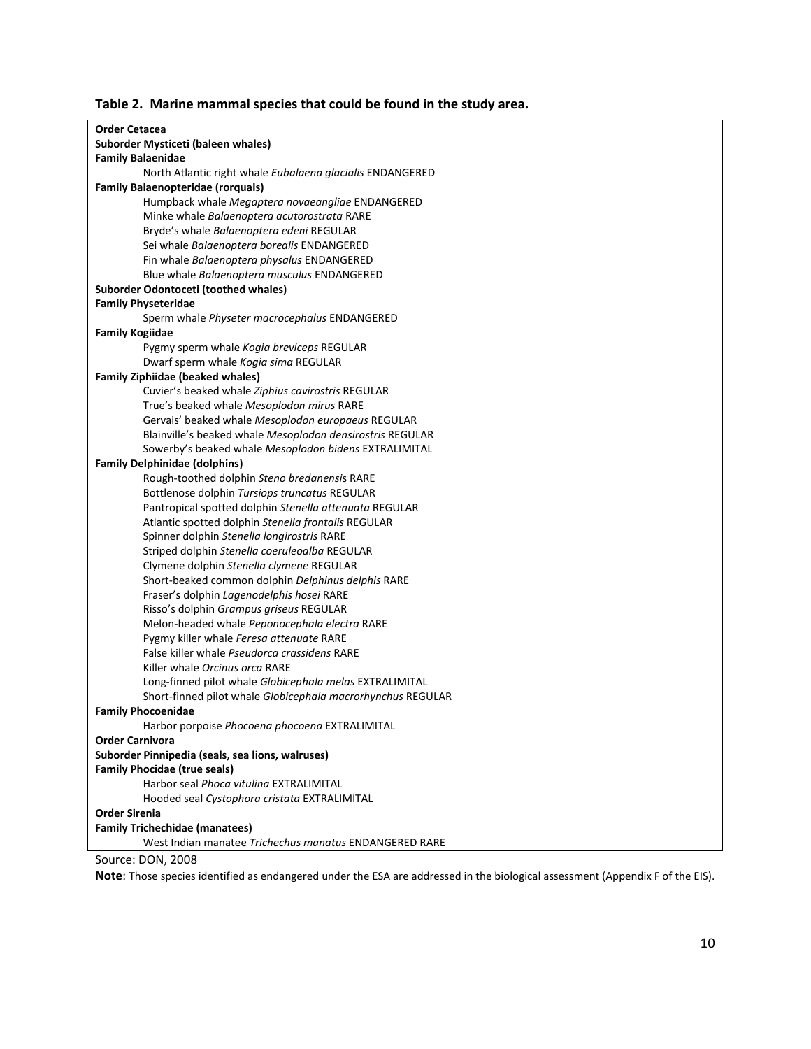**Table 2. Marine mammal species that could be found in the study area.**

**Order Cetacea**
**Suborder Mysticeti (baleen whales)**
**Family Balaenidae**
- North Atlantic right whale *Eubalaena glacialis* ENDANGERED

**Family Balaenopteridae (rorquals)**
- Humpback whale *Megaptera novaeangliae* ENDANGERED
- Minke whale *Balaenoptera acutorostrata* RARE
- Bryde's whale *Balaenoptera edeni* REGULAR
- Sei whale *Balaenoptera borealis* ENDANGERED
- Fin whale *Balaenoptera physalus* ENDANGERED
- Blue whale *Balaenoptera musculus* ENDANGERED

**Suborder Odontoceti (toothed whales)**
**Family Physeteridae**
- Sperm whale *Physeter macrocephalus* ENDANGERED

**Family Kogiidae**
- Pygmy sperm whale *Kogia breviceps* REGULAR
- Dwarf sperm whale *Kogia sima* REGULAR

**Family Ziphiidae (beaked whales)**
- Cuvier's beaked whale *Ziphius cavirostris* REGULAR
- True's beaked whale *Mesoplodon mirus* RARE
- Gervais' beaked whale *Mesoplodon europaeus* REGULAR
- Blainville's beaked whale *Mesoplodon densirostris* REGULAR
- Sowerby's beaked whale *Mesoplodon bidens* EXTRALIMITAL

**Family Delphinidae (dolphins)**
- Rough-toothed dolphin *Steno bredanensis* RARE
- Bottlenose dolphin *Tursiops truncatus* REGULAR
- Pantropical spotted dolphin *Stenella attenuata* REGULAR
- Atlantic spotted dolphin *Stenella frontalis* REGULAR
- Spinner dolphin *Stenella longirostris* RARE
- Striped dolphin *Stenella coeruleoalba* REGULAR
- Clymene dolphin *Stenella clymene* REGULAR
- Short-beaked common dolphin *Delphinus delphis* RARE
- Fraser's dolphin *Lagenodelphis hosei* RARE
- Risso's dolphin *Grampus griseus* REGULAR
- Melon-headed whale *Peponocephala electra* RARE
- Pygmy killer whale *Feresa attenuate* RARE
- False killer whale *Pseudorca crassidens* RARE
- Killer whale *Orcinus orca* RARE
- Long-finned pilot whale *Globicephala melas* EXTRALIMITAL
- Short-finned pilot whale *Globicephala macrorhynchus* REGULAR

**Family Phocoenidae**
- Harbor porpoise *Phocoena phocoena* EXTRALIMITAL

**Order Carnivora**
**Suborder Pinnipedia (seals, sea lions, walruses)**
**Family Phocidae (true seals)**
- Harbor seal *Phoca vitulina* EXTRALIMITAL
- Hooded seal *Cystophora cristata* EXTRALIMITAL

**Order Sirenia**
**Family Trichechidae (manatees)**
- West Indian manatee *Trichechus manatus* ENDANGERED RARE

Source: DON, 2008

**Note**: Those species identified as endangered under the ESA are addressed in the biological assessment (Appendix F of the EIS).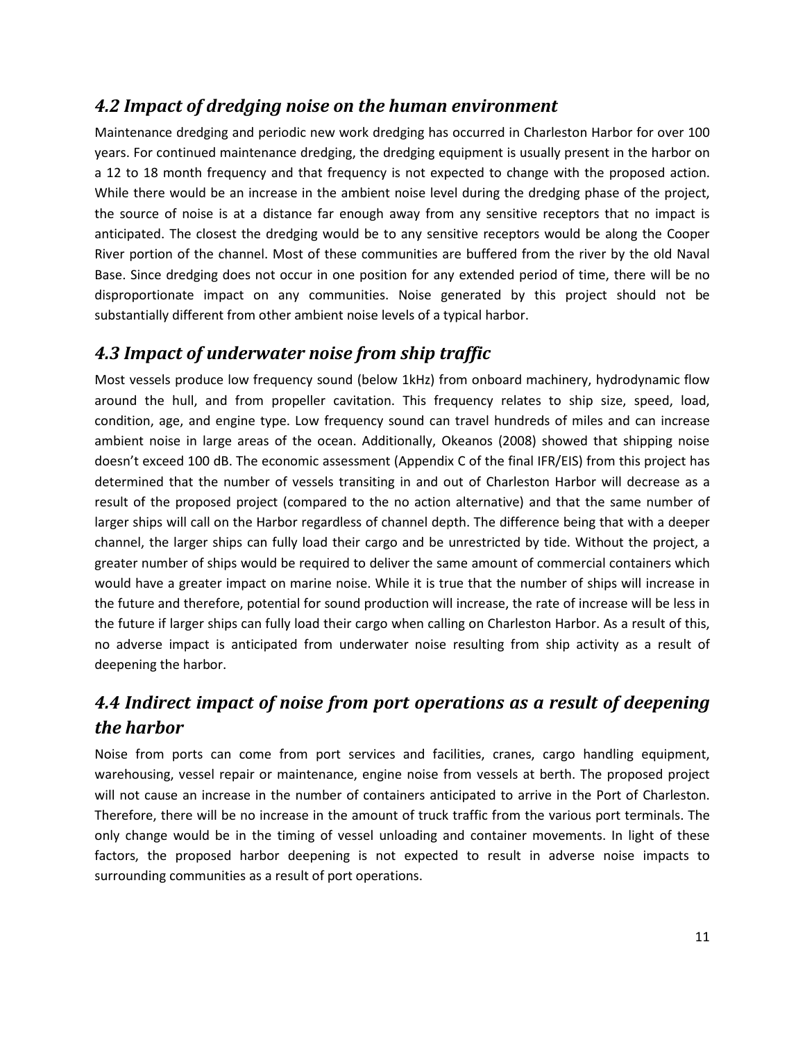## *4.2 Impact of dredging noise on the human environment*

Maintenance dredging and periodic new work dredging has occurred in Charleston Harbor for over 100 years. For continued maintenance dredging, the dredging equipment is usually present in the harbor on a 12 to 18 month frequency and that frequency is not expected to change with the proposed action. While there would be an increase in the ambient noise level during the dredging phase of the project, the source of noise is at a distance far enough away from any sensitive receptors that no impact is anticipated. The closest the dredging would be to any sensitive receptors would be along the Cooper River portion of the channel. Most of these communities are buffered from the river by the old Naval Base. Since dredging does not occur in one position for any extended period of time, there will be no disproportionate impact on any communities. Noise generated by this project should not be substantially different from other ambient noise levels of a typical harbor.

## *4.3 Impact of underwater noise from ship traffic*

Most vessels produce low frequency sound (below 1kHz) from onboard machinery, hydrodynamic flow around the hull, and from propeller cavitation. This frequency relates to ship size, speed, load, condition, age, and engine type. Low frequency sound can travel hundreds of miles and can increase ambient noise in large areas of the ocean. Additionally, Okeanos (2008) showed that shipping noise doesn't exceed 100 dB. The economic assessment (Appendix C of the final IFR/EIS) from this project has determined that the number of vessels transiting in and out of Charleston Harbor will decrease as a result of the proposed project (compared to the no action alternative) and that the same number of larger ships will call on the Harbor regardless of channel depth. The difference being that with a deeper channel, the larger ships can fully load their cargo and be unrestricted by tide. Without the project, a greater number of ships would be required to deliver the same amount of commercial containers which would have a greater impact on marine noise. While it is true that the number of ships will increase in the future and therefore, potential for sound production will increase, the rate of increase will be less in the future if larger ships can fully load their cargo when calling on Charleston Harbor. As a result of this, no adverse impact is anticipated from underwater noise resulting from ship activity as a result of deepening the harbor.

## *4.4 Indirect impact of noise from port operations as a result of deepening the harbor*

Noise from ports can come from port services and facilities, cranes, cargo handling equipment, warehousing, vessel repair or maintenance, engine noise from vessels at berth. The proposed project will not cause an increase in the number of containers anticipated to arrive in the Port of Charleston. Therefore, there will be no increase in the amount of truck traffic from the various port terminals. The only change would be in the timing of vessel unloading and container movements. In light of these factors, the proposed harbor deepening is not expected to result in adverse noise impacts to surrounding communities as a result of port operations.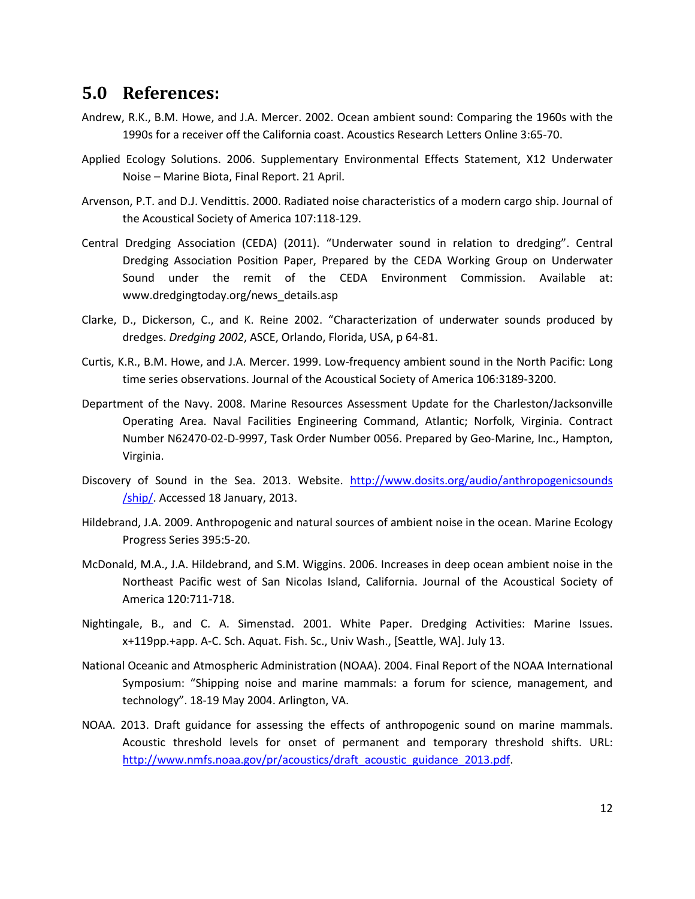## 5.0 References:

Andrew, R.K., B.M. Howe, and J.A. Mercer. 2002. Ocean ambient sound: Comparing the 1960s with the 1990s for a receiver off the California coast. Acoustics Research Letters Online 3:65-70.

Applied Ecology Solutions. 2006. Supplementary Environmental Effects Statement, X12 Underwater Noise – Marine Biota, Final Report. 21 April.

Arvenson, P.T. and D.J. Vendittis. 2000. Radiated noise characteristics of a modern cargo ship. Journal of the Acoustical Society of America 107:118-129.

Central Dredging Association (CEDA) (2011). "Underwater sound in relation to dredging". Central Dredging Association Position Paper, Prepared by the CEDA Working Group on Underwater Sound under the remit of the CEDA Environment Commission. Available at: www.dredgingtoday.org/news_details.asp

Clarke, D., Dickerson, C., and K. Reine 2002. "Characterization of underwater sounds produced by dredges. *Dredging 2002*, ASCE, Orlando, Florida, USA, p 64-81.

Curtis, K.R., B.M. Howe, and J.A. Mercer. 1999. Low-frequency ambient sound in the North Pacific: Long time series observations. Journal of the Acoustical Society of America 106:3189-3200.

Department of the Navy. 2008. Marine Resources Assessment Update for the Charleston/Jacksonville Operating Area. Naval Facilities Engineering Command, Atlantic; Norfolk, Virginia. Contract Number N62470-02-D-9997, Task Order Number 0056. Prepared by Geo-Marine, Inc., Hampton, Virginia.

Discovery of Sound in the Sea. 2013. Website. http://www.dosits.org/audio/anthropogenicsounds/ship/. Accessed 18 January, 2013.

Hildebrand, J.A. 2009. Anthropogenic and natural sources of ambient noise in the ocean. Marine Ecology Progress Series 395:5-20.

McDonald, M.A., J.A. Hildebrand, and S.M. Wiggins. 2006. Increases in deep ocean ambient noise in the Northeast Pacific west of San Nicolas Island, California. Journal of the Acoustical Society of America 120:711-718.

Nightingale, B., and C. A. Simenstad. 2001. White Paper. Dredging Activities: Marine Issues. x+119pp.+app. A-C. Sch. Aquat. Fish. Sc., Univ Wash., [Seattle, WA]. July 13.

National Oceanic and Atmospheric Administration (NOAA). 2004. Final Report of the NOAA International Symposium: "Shipping noise and marine mammals: a forum for science, management, and technology". 18-19 May 2004. Arlington, VA.

NOAA. 2013. Draft guidance for assessing the effects of anthropogenic sound on marine mammals. Acoustic threshold levels for onset of permanent and temporary threshold shifts. URL: http://www.nmfs.noaa.gov/pr/acoustics/draft_acoustic_guidance_2013.pdf.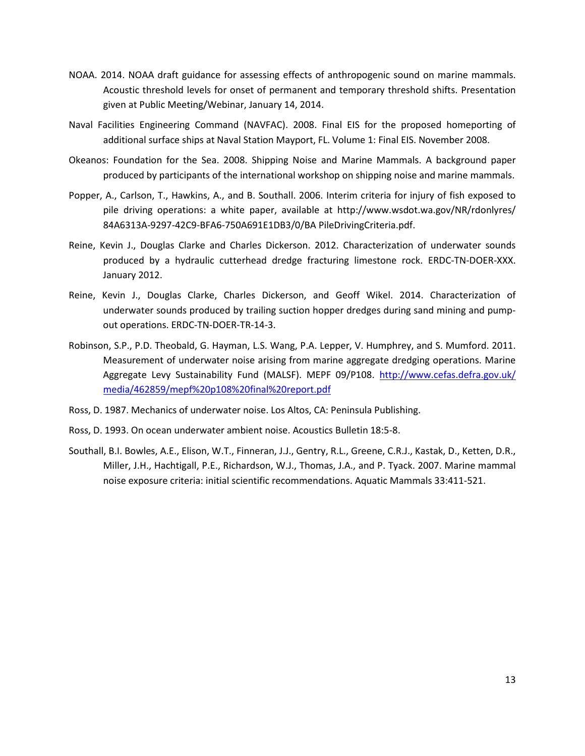NOAA. 2014. NOAA draft guidance for assessing effects of anthropogenic sound on marine mammals. Acoustic threshold levels for onset of permanent and temporary threshold shifts. Presentation given at Public Meeting/Webinar, January 14, 2014.

Naval Facilities Engineering Command (NAVFAC). 2008. Final EIS for the proposed homeporting of additional surface ships at Naval Station Mayport, FL. Volume 1: Final EIS. November 2008.

Okeanos: Foundation for the Sea. 2008. Shipping Noise and Marine Mammals. A background paper produced by participants of the international workshop on shipping noise and marine mammals.

Popper, A., Carlson, T., Hawkins, A., and B. Southall. 2006. Interim criteria for injury of fish exposed to pile driving operations: a white paper, available at http://www.wsdot.wa.gov/NR/rdonlyres/84A6313A-9297-42C9-BFA6-750A691E1DB3/0/BA PileDrivingCriteria.pdf.

Reine, Kevin J., Douglas Clarke and Charles Dickerson. 2012. Characterization of underwater sounds produced by a hydraulic cutterhead dredge fracturing limestone rock. ERDC-TN-DOER-XXX. January 2012.

Reine, Kevin J., Douglas Clarke, Charles Dickerson, and Geoff Wikel. 2014. Characterization of underwater sounds produced by trailing suction hopper dredges during sand mining and pump-out operations. ERDC-TN-DOER-TR-14-3.

Robinson, S.P., P.D. Theobald, G. Hayman, L.S. Wang, P.A. Lepper, V. Humphrey, and S. Mumford. 2011. Measurement of underwater noise arising from marine aggregate dredging operations. Marine Aggregate Levy Sustainability Fund (MALSF). MEPF 09/P108. http://www.cefas.defra.gov.uk/media/462859/mepf%20p108%20final%20report.pdf

Ross, D. 1987. Mechanics of underwater noise. Los Altos, CA: Peninsula Publishing.

Ross, D. 1993. On ocean underwater ambient noise. Acoustics Bulletin 18:5-8.

Southall, B.I. Bowles, A.E., Elison, W.T., Finneran, J.J., Gentry, R.L., Greene, C.R.J., Kastak, D., Ketten, D.R., Miller, J.H., Hachtigall, P.E., Richardson, W.J., Thomas, J.A., and P. Tyack. 2007. Marine mammal noise exposure criteria: initial scientific recommendations. Aquatic Mammals 33:411-521.